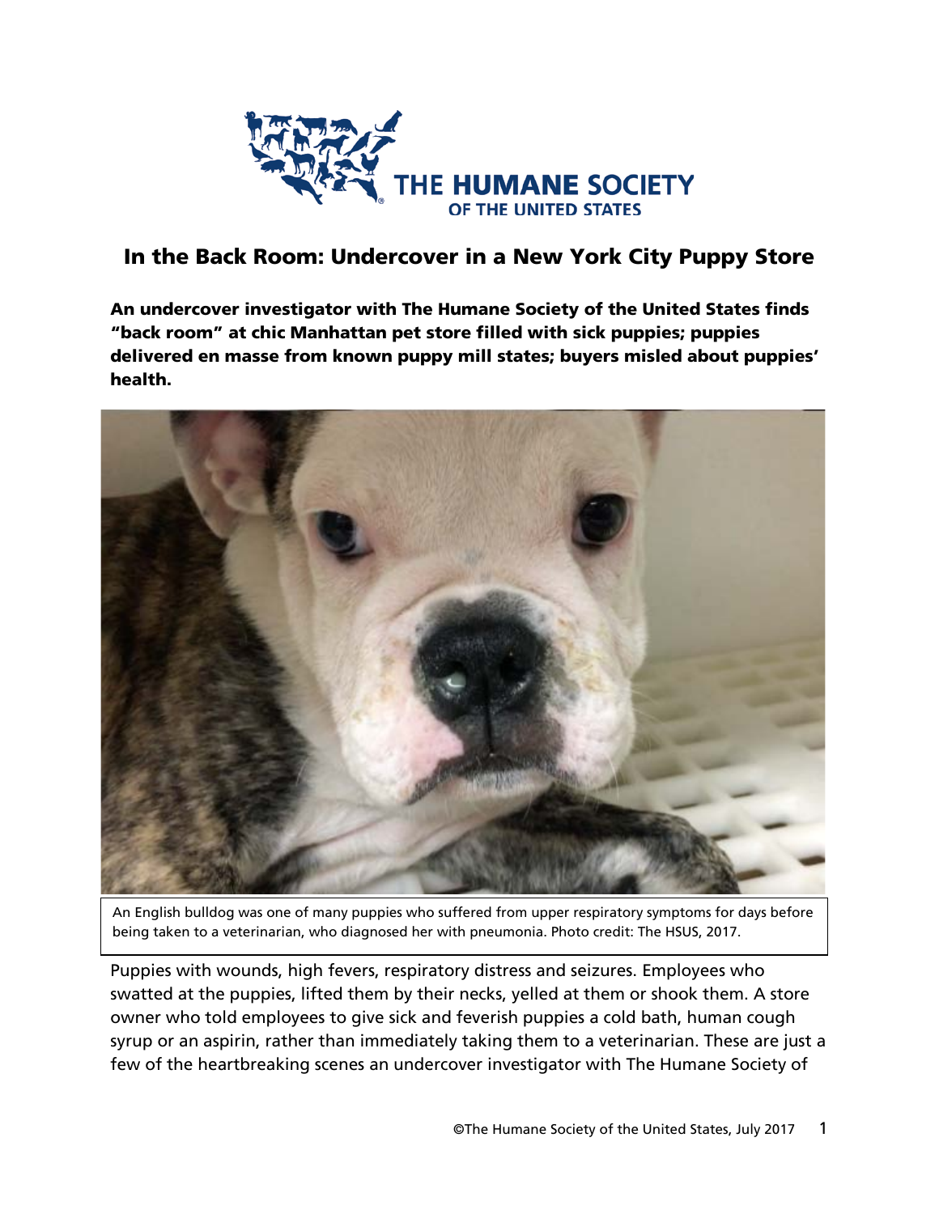# In the Back Room: Undercover in a New York City Puppy Store

**An undercover investigator with The Humane Society of the United States finds "back room" at chic Manhattan pet store filled with sick puppies; puppies delivered en masse from known puppy mill states; buyers misled about puppies' health.**

An English bulldog was one of many puppies who suffered from upper respiratory symptoms for days before being taken to a veterinarian, who diagnosed her with pneumonia. Photo credit: The HSUS, 2017.

Puppies with wounds, high fevers, respiratory distress and seizures. Employees who swatted at the puppies, lifted them by their necks, yelled at them or shook them. A store owner who told employees to give sick and feverish puppies a cold bath, human cough syrup or an aspirin, rather than immediately taking them to a veterinarian. These are just a few of the heartbreaking scenes an undercover investigator with The Humane Society of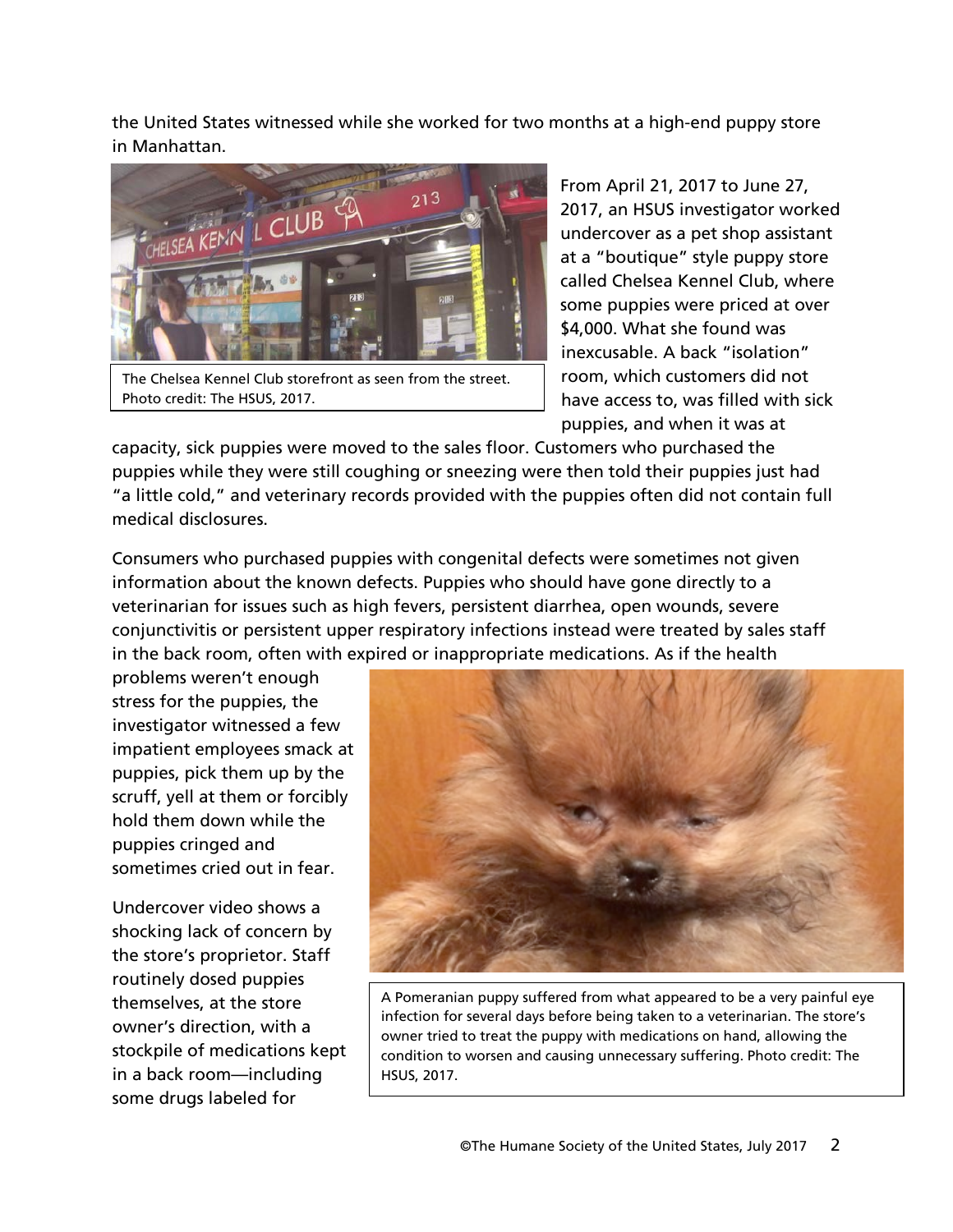the United States witnessed while she worked for two months at a high-end puppy store in Manhattan.

The Chelsea Kennel Club storefront as seen from the street. Photo credit: The HSUS, 2017.

From April 21, 2017 to June 27, 2017, an HSUS investigator worked undercover as a pet shop assistant at a "boutique" style puppy store called Chelsea Kennel Club, where some puppies were priced at over $4,000. What she found was inexcusable. A back "isolation" room, which customers did not have access to, was filled with sick puppies, and when it was at capacity, sick puppies were moved to the sales floor. Customers who purchased the puppies while they were still coughing or sneezing were then told their puppies just had "a little cold," and veterinary records provided with the puppies often did not contain full medical disclosures.

Consumers who purchased puppies with congenital defects were sometimes not given information about the known defects. Puppies who should have gone directly to a veterinarian for issues such as high fevers, persistent diarrhea, open wounds, severe conjunctivitis or persistent upper respiratory infections instead were treated by sales staff in the back room, often with expired or inappropriate medications. As if the health problems weren't enough stress for the puppies, the investigator witnessed a few impatient employees smack at puppies, pick them up by the scruff, yell at them or forcibly hold them down while the puppies cringed and sometimes cried out in fear.

A Pomeranian puppy suffered from what appeared to be a very painful eye infection for several days before being taken to a veterinarian. The store's owner tried to treat the puppy with medications on hand, allowing the condition to worsen and causing unnecessary suffering. Photo credit: The HSUS, 2017.

Undercover video shows a shocking lack of concern by the store's proprietor. Staff routinely dosed puppies themselves, at the store owner's direction, with a stockpile of medications kept in a back room—including some drugs labeled for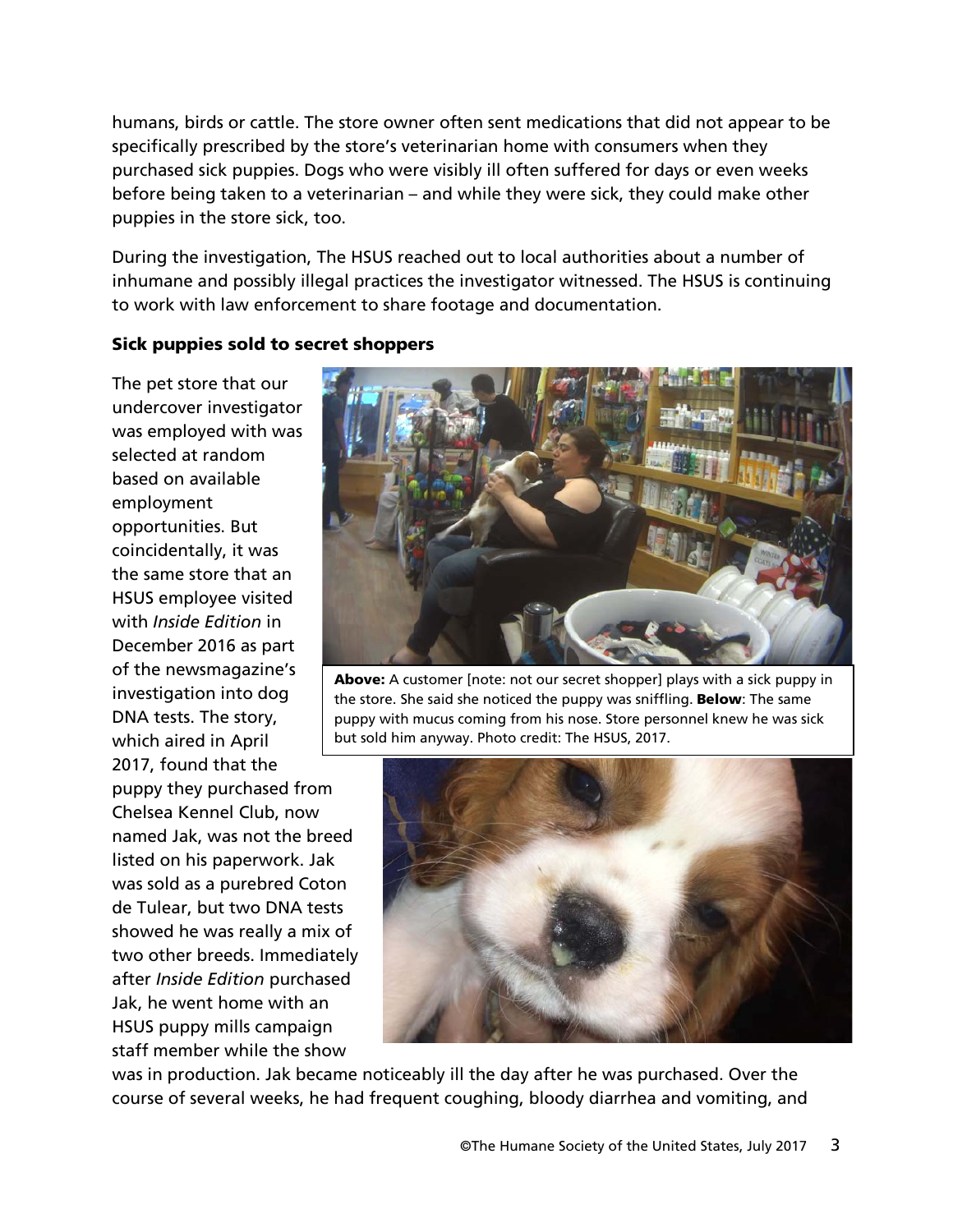humans, birds or cattle. The store owner often sent medications that did not appear to be specifically prescribed by the store's veterinarian home with consumers when they purchased sick puppies. Dogs who were visibly ill often suffered for days or even weeks before being taken to a veterinarian – and while they were sick, they could make other puppies in the store sick, too.

During the investigation, The HSUS reached out to local authorities about a number of inhumane and possibly illegal practices the investigator witnessed. The HSUS is continuing to work with law enforcement to share footage and documentation.

### Sick puppies sold to secret shoppers

**Above:** A customer [note: not our secret shopper] plays with a sick puppy in the store. She said she noticed the puppy was sniffling. **Below**: The same puppy with mucus coming from his nose. Store personnel knew he was sick but sold him anyway. Photo credit: The HSUS, 2017.

The pet store that our undercover investigator was employed with was selected at random based on available employment opportunities. But coincidentally, it was the same store that an HSUS employee visited with *Inside Edition* in December 2016 as part of the newsmagazine's investigation into dog DNA tests. The story, which aired in April 2017, found that the puppy they purchased from Chelsea Kennel Club, now named Jak, was not the breed listed on his paperwork. Jak was sold as a purebred Coton de Tulear, but two DNA tests showed he was really a mix of two other breeds. Immediately after *Inside Edition* purchased Jak, he went home with an HSUS puppy mills campaign staff member while the show was in production. Jak became noticeably ill the day after he was purchased. Over the course of several weeks, he had frequent coughing, bloody diarrhea and vomiting, and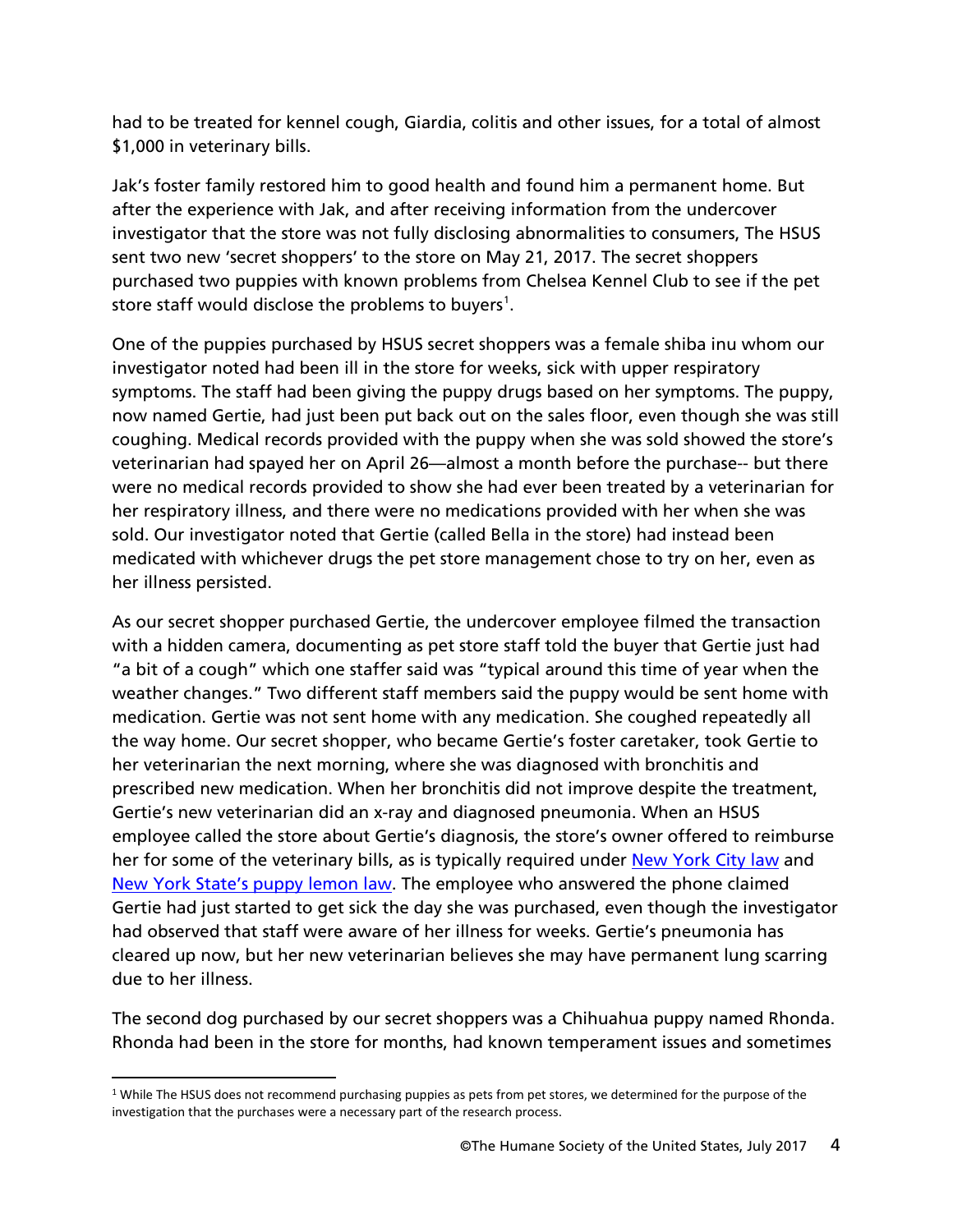had to be treated for kennel cough, Giardia, colitis and other issues, for a total of almost $1,000 in veterinary bills.

Jak's foster family restored him to good health and found him a permanent home. But after the experience with Jak, and after receiving information from the undercover investigator that the store was not fully disclosing abnormalities to consumers, The HSUS sent two new 'secret shoppers' to the store on May 21, 2017. The secret shoppers purchased two puppies with known problems from Chelsea Kennel Club to see if the pet store staff would disclose the problems to buyers[1].

One of the puppies purchased by HSUS secret shoppers was a female shiba inu whom our investigator noted had been ill in the store for weeks, sick with upper respiratory symptoms. The staff had been giving the puppy drugs based on her symptoms. The puppy, now named Gertie, had just been put back out on the sales floor, even though she was still coughing. Medical records provided with the puppy when she was sold showed the store's veterinarian had spayed her on April 26—almost a month before the purchase-- but there were no medical records provided to show she had ever been treated by a veterinarian for her respiratory illness, and there were no medications provided with her when she was sold. Our investigator noted that Gertie (called Bella in the store) had instead been medicated with whichever drugs the pet store management chose to try on her, even as her illness persisted.

As our secret shopper purchased Gertie, the undercover employee filmed the transaction with a hidden camera, documenting as pet store staff told the buyer that Gertie just had "a bit of a cough" which one staffer said was "typical around this time of year when the weather changes." Two different staff members said the puppy would be sent home with medication. Gertie was not sent home with any medication. She coughed repeatedly all the way home. Our secret shopper, who became Gertie's foster caretaker, took Gertie to her veterinarian the next morning, where she was diagnosed with bronchitis and prescribed new medication. When her bronchitis did not improve despite the treatment, Gertie's new veterinarian did an x-ray and diagnosed pneumonia. When an HSUS employee called the store about Gertie's diagnosis, the store's owner offered to reimburse her for some of the veterinary bills, as is typically required under New York City law and New York State's puppy lemon law. The employee who answered the phone claimed Gertie had just started to get sick the day she was purchased, even though the investigator had observed that staff were aware of her illness for weeks. Gertie's pneumonia has cleared up now, but her new veterinarian believes she may have permanent lung scarring due to her illness.

The second dog purchased by our secret shoppers was a Chihuahua puppy named Rhonda. Rhonda had been in the store for months, had known temperament issues and sometimes

[1] While The HSUS does not recommend purchasing puppies as pets from pet stores, we determined for the purpose of the investigation that the purchases were a necessary part of the research process.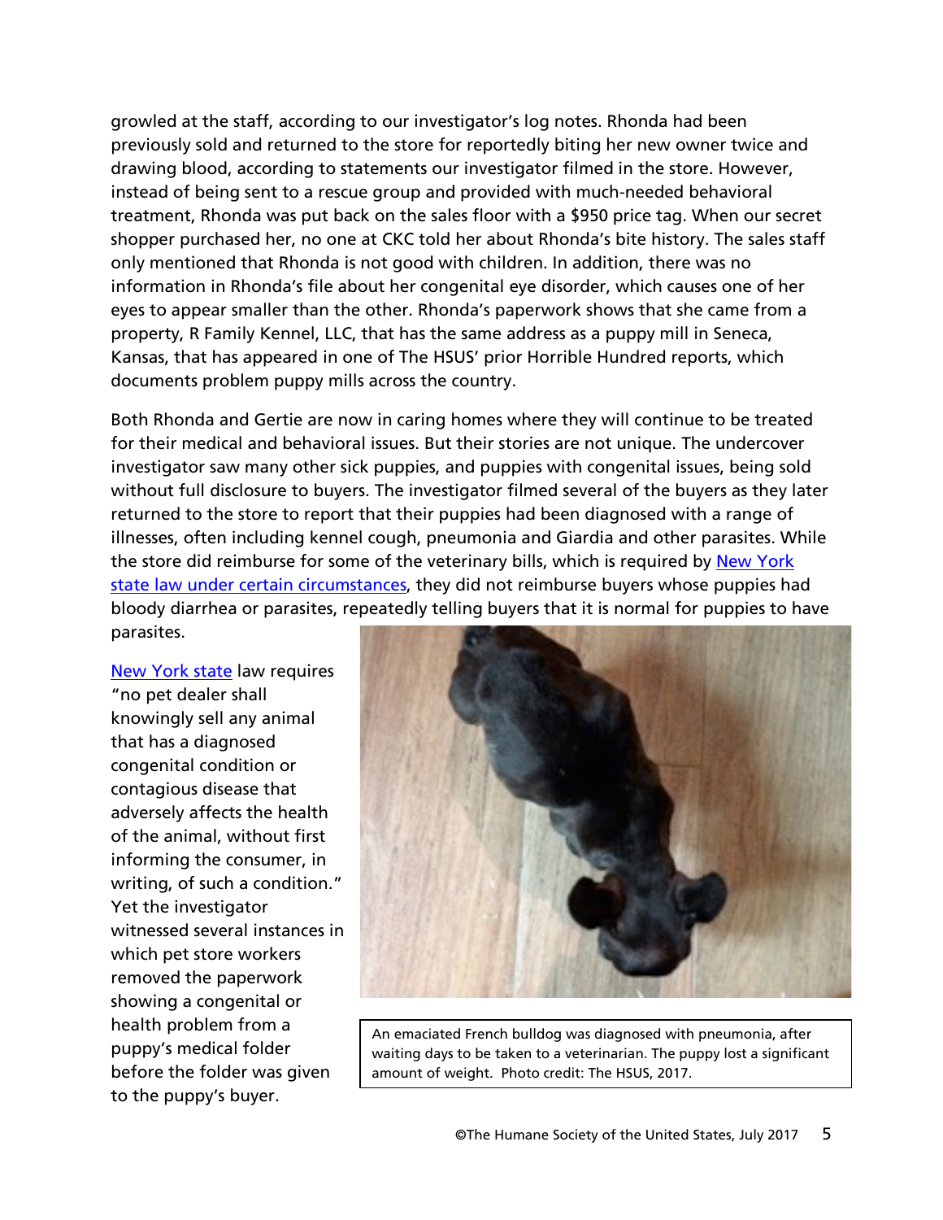growled at the staff, according to our investigator's log notes. Rhonda had been previously sold and returned to the store for reportedly biting her new owner twice and drawing blood, according to statements our investigator filmed in the store. However, instead of being sent to a rescue group and provided with much-needed behavioral treatment, Rhonda was put back on the sales floor with a $950 price tag. When our secret shopper purchased her, no one at CKC told her about Rhonda's bite history. The sales staff only mentioned that Rhonda is not good with children. In addition, there was no information in Rhonda's file about her congenital eye disorder, which causes one of her eyes to appear smaller than the other. Rhonda's paperwork shows that she came from a property, R Family Kennel, LLC, that has the same address as a puppy mill in Seneca, Kansas, that has appeared in one of The HSUS' prior Horrible Hundred reports, which documents problem puppy mills across the country.

Both Rhonda and Gertie are now in caring homes where they will continue to be treated for their medical and behavioral issues. But their stories are not unique. The undercover investigator saw many other sick puppies, and puppies with congenital issues, being sold without full disclosure to buyers. The investigator filmed several of the buyers as they later returned to the store to report that their puppies had been diagnosed with a range of illnesses, often including kennel cough, pneumonia and Giardia and other parasites. While the store did reimburse for some of the veterinary bills, which is required by New York state law under certain circumstances, they did not reimburse buyers whose puppies had bloody diarrhea or parasites, repeatedly telling buyers that it is normal for puppies to have parasites.

New York state law requires "no pet dealer shall knowingly sell any animal that has a diagnosed congenital condition or contagious disease that adversely affects the health of the animal, without first informing the consumer, in writing, of such a condition." Yet the investigator witnessed several instances in which pet store workers removed the paperwork showing a congenital or health problem from a puppy's medical folder before the folder was given to the puppy's buyer.

An emaciated French bulldog was diagnosed with pneumonia, after waiting days to be taken to a veterinarian. The puppy lost a significant amount of weight. Photo credit: The HSUS, 2017.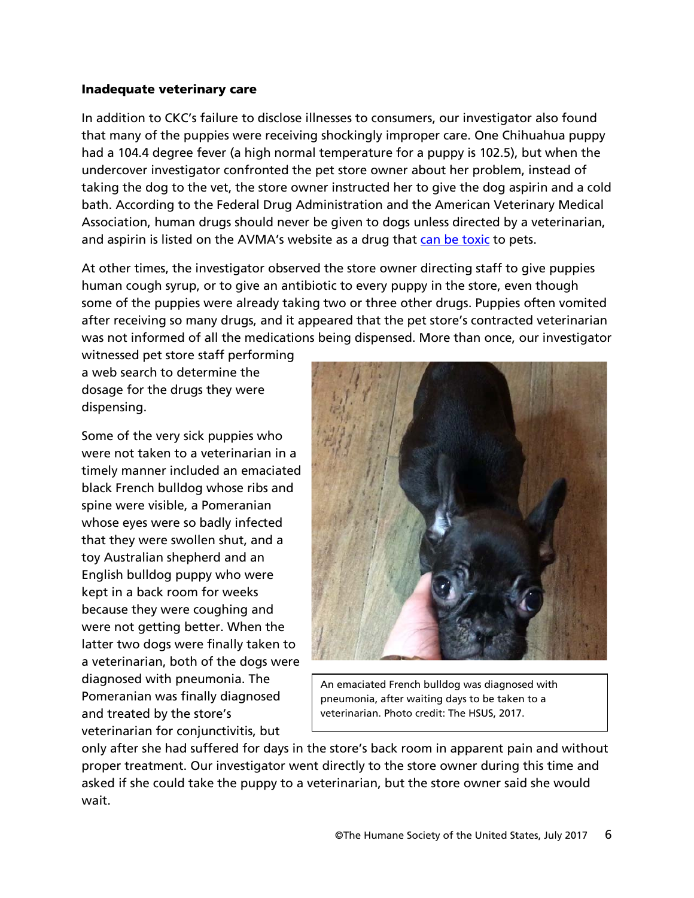### Inadequate veterinary care

In addition to CKC's failure to disclose illnesses to consumers, our investigator also found that many of the puppies were receiving shockingly improper care. One Chihuahua puppy had a 104.4 degree fever (a high normal temperature for a puppy is 102.5), but when the undercover investigator confronted the pet store owner about her problem, instead of taking the dog to the vet, the store owner instructed her to give the dog aspirin and a cold bath. According to the Federal Drug Administration and the American Veterinary Medical Association, human drugs should never be given to dogs unless directed by a veterinarian, and aspirin is listed on the AVMA's website as a drug that can be toxic to pets.

At other times, the investigator observed the store owner directing staff to give puppies human cough syrup, or to give an antibiotic to every puppy in the store, even though some of the puppies were already taking two or three other drugs. Puppies often vomited after receiving so many drugs, and it appeared that the pet store's contracted veterinarian was not informed of all the medications being dispensed. More than once, our investigator witnessed pet store staff performing a web search to determine the dosage for the drugs they were dispensing.

Some of the very sick puppies who were not taken to a veterinarian in a timely manner included an emaciated black French bulldog whose ribs and spine were visible, a Pomeranian whose eyes were so badly infected that they were swollen shut, and a toy Australian shepherd and an English bulldog puppy who were kept in a back room for weeks because they were coughing and were not getting better. When the latter two dogs were finally taken to a veterinarian, both of the dogs were diagnosed with pneumonia. The Pomeranian was finally diagnosed and treated by the store's veterinarian for conjunctivitis, but only after she had suffered for days in the store's back room in apparent pain and without proper treatment. Our investigator went directly to the store owner during this time and asked if she could take the puppy to a veterinarian, but the store owner said she would wait.

An emaciated French bulldog was diagnosed with pneumonia, after waiting days to be taken to a veterinarian. Photo credit: The HSUS, 2017.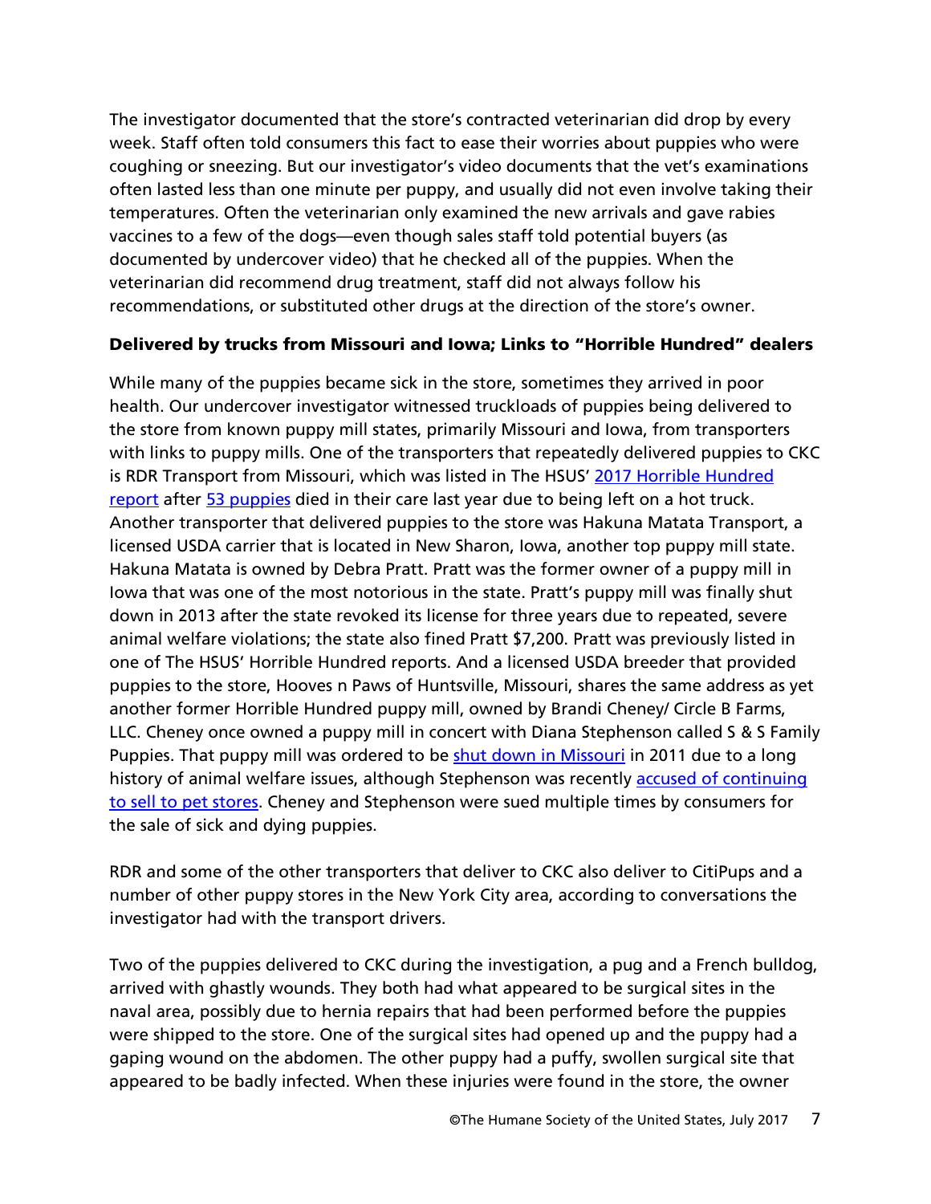The investigator documented that the store's contracted veterinarian did drop by every week. Staff often told consumers this fact to ease their worries about puppies who were coughing or sneezing. But our investigator's video documents that the vet's examinations often lasted less than one minute per puppy, and usually did not even involve taking their temperatures. Often the veterinarian only examined the new arrivals and gave rabies vaccines to a few of the dogs—even though sales staff told potential buyers (as documented by undercover video) that he checked all of the puppies. When the veterinarian did recommend drug treatment, staff did not always follow his recommendations, or substituted other drugs at the direction of the store's owner.

### Delivered by trucks from Missouri and Iowa; Links to "Horrible Hundred" dealers

While many of the puppies became sick in the store, sometimes they arrived in poor health. Our undercover investigator witnessed truckloads of puppies being delivered to the store from known puppy mill states, primarily Missouri and Iowa, from transporters with links to puppy mills. One of the transporters that repeatedly delivered puppies to CKC is RDR Transport from Missouri, which was listed in The HSUS' 2017 Horrible Hundred report after 53 puppies died in their care last year due to being left on a hot truck. Another transporter that delivered puppies to the store was Hakuna Matata Transport, a licensed USDA carrier that is located in New Sharon, Iowa, another top puppy mill state. Hakuna Matata is owned by Debra Pratt. Pratt was the former owner of a puppy mill in Iowa that was one of the most notorious in the state. Pratt's puppy mill was finally shut down in 2013 after the state revoked its license for three years due to repeated, severe animal welfare violations; the state also fined Pratt $7,200. Pratt was previously listed in one of The HSUS' Horrible Hundred reports. And a licensed USDA breeder that provided puppies to the store, Hooves n Paws of Huntsville, Missouri, shares the same address as yet another former Horrible Hundred puppy mill, owned by Brandi Cheney/ Circle B Farms, LLC. Cheney once owned a puppy mill in concert with Diana Stephenson called S & S Family Puppies. That puppy mill was ordered to be shut down in Missouri in 2011 due to a long history of animal welfare issues, although Stephenson was recently accused of continuing to sell to pet stores. Cheney and Stephenson were sued multiple times by consumers for the sale of sick and dying puppies.

RDR and some of the other transporters that deliver to CKC also deliver to CitiPups and a number of other puppy stores in the New York City area, according to conversations the investigator had with the transport drivers.

Two of the puppies delivered to CKC during the investigation, a pug and a French bulldog, arrived with ghastly wounds. They both had what appeared to be surgical sites in the naval area, possibly due to hernia repairs that had been performed before the puppies were shipped to the store. One of the surgical sites had opened up and the puppy had a gaping wound on the abdomen. The other puppy had a puffy, swollen surgical site that appeared to be badly infected. When these injuries were found in the store, the owner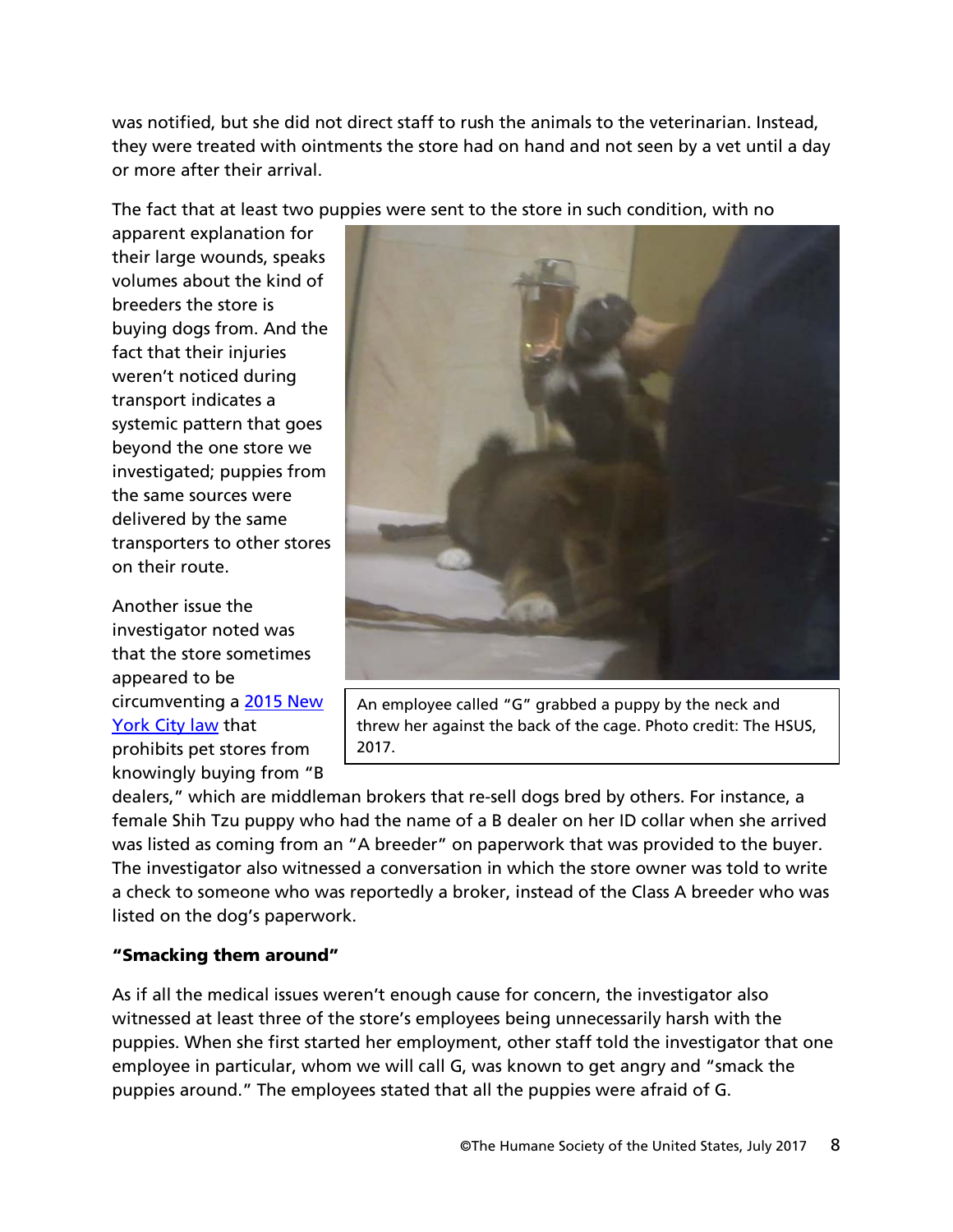was notified, but she did not direct staff to rush the animals to the veterinarian. Instead, they were treated with ointments the store had on hand and not seen by a vet until a day or more after their arrival.

The fact that at least two puppies were sent to the store in such condition, with no apparent explanation for their large wounds, speaks volumes about the kind of breeders the store is buying dogs from. And the fact that their injuries weren't noticed during transport indicates a systemic pattern that goes beyond the one store we investigated; puppies from the same sources were delivered by the same transporters to other stores on their route.

An employee called "G" grabbed a puppy by the neck and threw her against the back of the cage. Photo credit: The HSUS, 2017.

Another issue the investigator noted was that the store sometimes appeared to be circumventing a [2015 New York City law]() that prohibits pet stores from knowingly buying from "B dealers," which are middleman brokers that re-sell dogs bred by others. For instance, a female Shih Tzu puppy who had the name of a B dealer on her ID collar when she arrived was listed as coming from an "A breeder" on paperwork that was provided to the buyer. The investigator also witnessed a conversation in which the store owner was told to write a check to someone who was reportedly a broker, instead of the Class A breeder who was listed on the dog's paperwork.

### "Smacking them around"

As if all the medical issues weren't enough cause for concern, the investigator also witnessed at least three of the store's employees being unnecessarily harsh with the puppies. When she first started her employment, other staff told the investigator that one employee in particular, whom we will call G, was known to get angry and "smack the puppies around." The employees stated that all the puppies were afraid of G.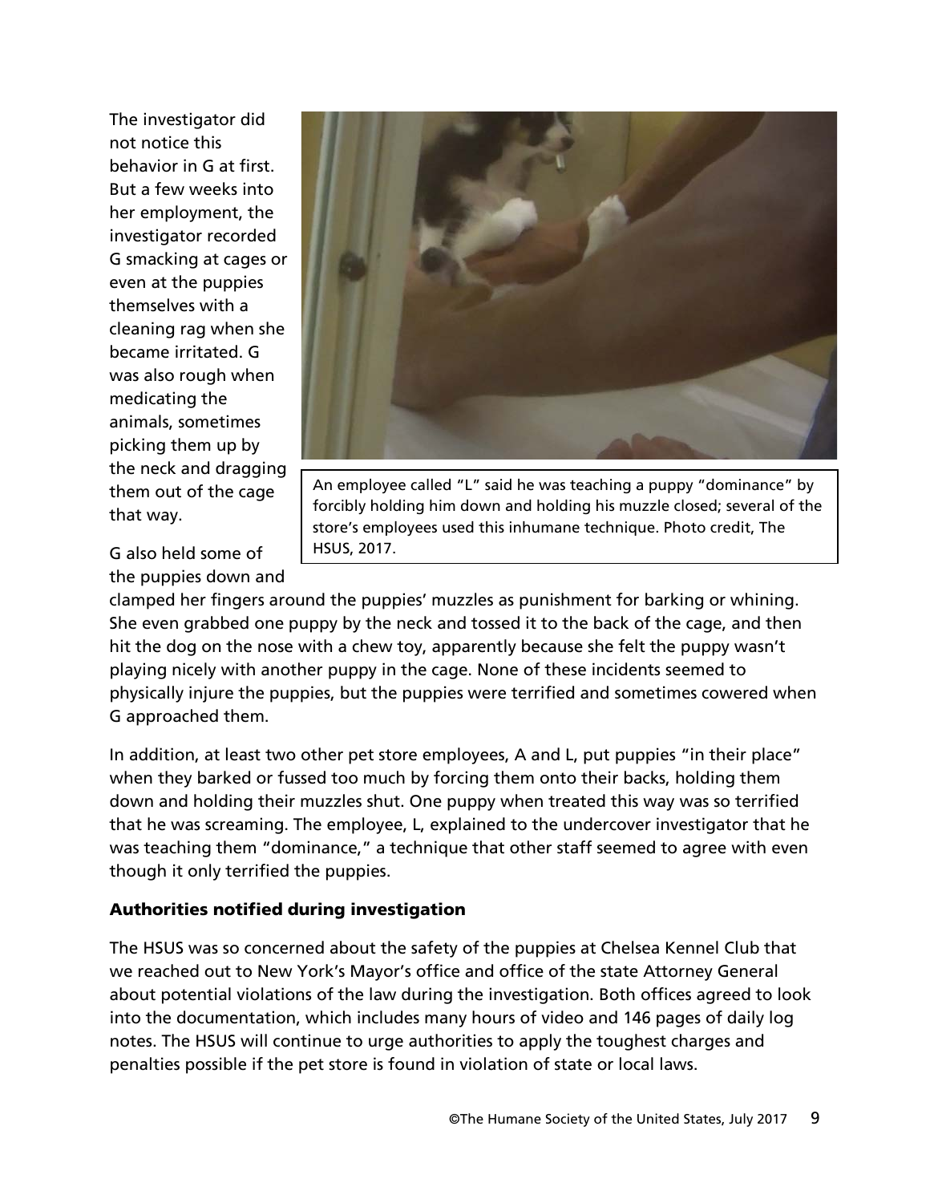The investigator did not notice this behavior in G at first. But a few weeks into her employment, the investigator recorded G smacking at cages or even at the puppies themselves with a cleaning rag when she became irritated. G was also rough when medicating the animals, sometimes picking them up by the neck and dragging them out of the cage that way.

An employee called "L" said he was teaching a puppy "dominance" by forcibly holding him down and holding his muzzle closed; several of the store's employees used this inhumane technique. Photo credit, The HSUS, 2017.

G also held some of the puppies down and clamped her fingers around the puppies' muzzles as punishment for barking or whining. She even grabbed one puppy by the neck and tossed it to the back of the cage, and then hit the dog on the nose with a chew toy, apparently because she felt the puppy wasn't playing nicely with another puppy in the cage. None of these incidents seemed to physically injure the puppies, but the puppies were terrified and sometimes cowered when G approached them.

In addition, at least two other pet store employees, A and L, put puppies "in their place" when they barked or fussed too much by forcing them onto their backs, holding them down and holding their muzzles shut. One puppy when treated this way was so terrified that he was screaming. The employee, L, explained to the undercover investigator that he was teaching them "dominance," a technique that other staff seemed to agree with even though it only terrified the puppies.

### Authorities notified during investigation

The HSUS was so concerned about the safety of the puppies at Chelsea Kennel Club that we reached out to New York's Mayor's office and office of the state Attorney General about potential violations of the law during the investigation. Both offices agreed to look into the documentation, which includes many hours of video and 146 pages of daily log notes. The HSUS will continue to urge authorities to apply the toughest charges and penalties possible if the pet store is found in violation of state or local laws.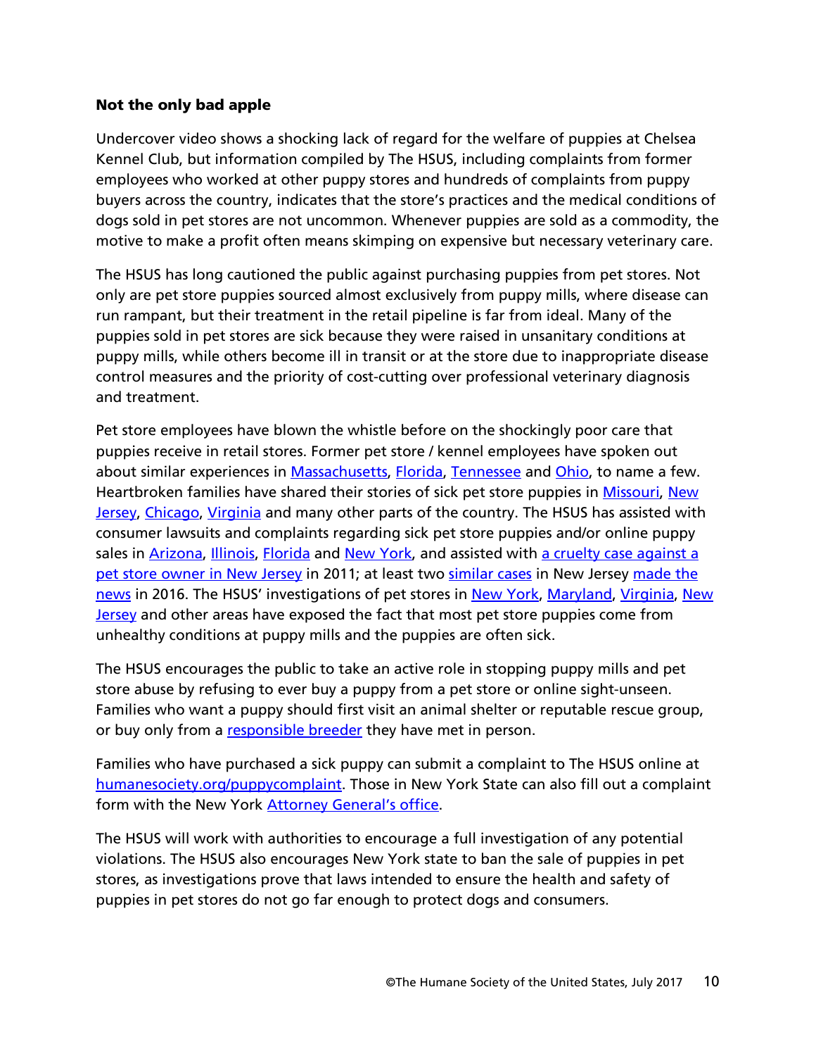**Not the only bad apple**

Undercover video shows a shocking lack of regard for the welfare of puppies at Chelsea Kennel Club, but information compiled by The HSUS, including complaints from former employees who worked at other puppy stores and hundreds of complaints from puppy buyers across the country, indicates that the store's practices and the medical conditions of dogs sold in pet stores are not uncommon. Whenever puppies are sold as a commodity, the motive to make a profit often means skimping on expensive but necessary veterinary care.

The HSUS has long cautioned the public against purchasing puppies from pet stores. Not only are pet store puppies sourced almost exclusively from puppy mills, where disease can run rampant, but their treatment in the retail pipeline is far from ideal. Many of the puppies sold in pet stores are sick because they were raised in unsanitary conditions at puppy mills, while others become ill in transit or at the store due to inappropriate disease control measures and the priority of cost-cutting over professional veterinary diagnosis and treatment.

Pet store employees have blown the whistle before on the shockingly poor care that puppies receive in retail stores. Former pet store / kennel employees have spoken out about similar experiences in Massachusetts, Florida, Tennessee and Ohio, to name a few. Heartbroken families have shared their stories of sick pet store puppies in Missouri, New Jersey, Chicago, Virginia and many other parts of the country. The HSUS has assisted with consumer lawsuits and complaints regarding sick pet store puppies and/or online puppy sales in Arizona, Illinois, Florida and New York, and assisted with a cruelty case against a pet store owner in New Jersey in 2011; at least two similar cases in New Jersey made the news in 2016. The HSUS' investigations of pet stores in New York, Maryland, Virginia, New Jersey and other areas have exposed the fact that most pet store puppies come from unhealthy conditions at puppy mills and the puppies are often sick.

The HSUS encourages the public to take an active role in stopping puppy mills and pet store abuse by refusing to ever buy a puppy from a pet store or online sight-unseen. Families who want a puppy should first visit an animal shelter or reputable rescue group, or buy only from a responsible breeder they have met in person.

Families who have purchased a sick puppy can submit a complaint to The HSUS online at humanesociety.org/puppycomplaint. Those in New York State can also fill out a complaint form with the New York Attorney General's office.

The HSUS will work with authorities to encourage a full investigation of any potential violations. The HSUS also encourages New York state to ban the sale of puppies in pet stores, as investigations prove that laws intended to ensure the health and safety of puppies in pet stores do not go far enough to protect dogs and consumers.

©The Humane Society of the United States, July 2017